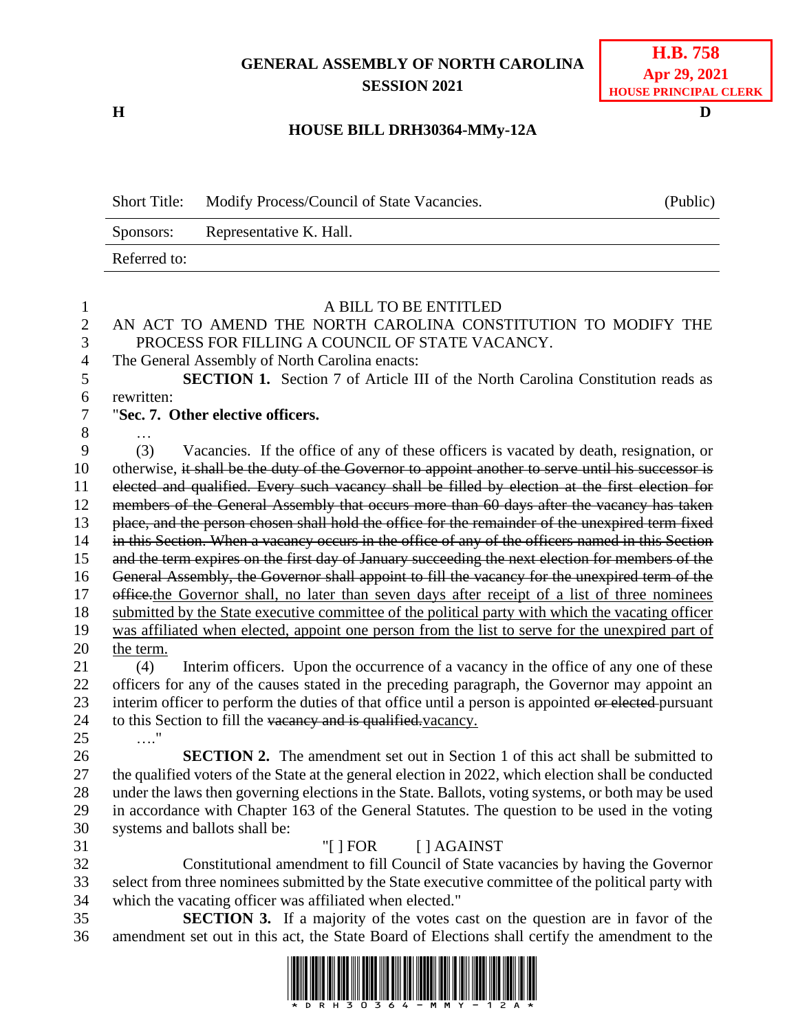**GENERAL ASSEMBLY OF NORTH CAROLINA**
**SESSION 2021**

**H.B. 758**
**Apr 29, 2021**
**HOUSE PRINCIPAL CLERK**

**H** **D**

**HOUSE BILL DRH30364-MMy-12A**

| Short Title: | Modify Process/Council of State Vacancies. | (Public) |
|---|---|---|
| Sponsors: | Representative K. Hall. | |
| Referred to: | | |

A BILL TO BE ENTITLED

AN ACT TO AMEND THE NORTH CAROLINA CONSTITUTION TO MODIFY THE PROCESS FOR FILLING A COUNCIL OF STATE VACANCY.

The General Assembly of North Carolina enacts:

**SECTION 1.** Section 7 of Article III of the North Carolina Constitution reads as rewritten:

"**Sec. 7. Other elective officers.**

…

(3) Vacancies. If the office of any of these officers is vacated by death, resignation, or otherwise, ~~it shall be the duty of the Governor to appoint another to serve until his successor is elected and qualified. Every such vacancy shall be filled by election at the first election for members of the General Assembly that occurs more than 60 days after the vacancy has taken place, and the person chosen shall hold the office for the remainder of the unexpired term fixed in this Section. When a vacancy occurs in the office of any of the officers named in this Section and the term expires on the first day of January succeeding the next election for members of the General Assembly, the Governor shall appoint to fill the vacancy for the unexpired term of the office.~~<u>the Governor shall, no later than seven days after receipt of a list of three nominees submitted by the State executive committee of the political party with which the vacating officer was affiliated when elected, appoint one person from the list to serve for the unexpired part of the term.</u>

(4) Interim officers. Upon the occurrence of a vacancy in the office of any one of these officers for any of the causes stated in the preceding paragraph, the Governor may appoint an interim officer to perform the duties of that office until a person is appointed ~~or elected~~ pursuant to this Section to fill the ~~vacancy and is qualified.~~<u>vacancy.</u>

…."

**SECTION 2.** The amendment set out in Section 1 of this act shall be submitted to the qualified voters of the State at the general election in 2022, which election shall be conducted under the laws then governing elections in the State. Ballots, voting systems, or both may be used in accordance with Chapter 163 of the General Statutes. The question to be used in the voting systems and ballots shall be:

"[ ] FOR [ ] AGAINST

Constitutional amendment to fill Council of State vacancies by having the Governor select from three nominees submitted by the State executive committee of the political party with which the vacating officer was affiliated when elected."

**SECTION 3.** If a majority of the votes cast on the question are in favor of the amendment set out in this act, the State Board of Elections shall certify the amendment to the

\* D R H 3 0 3 6 4 - M M Y - 1 2 A \*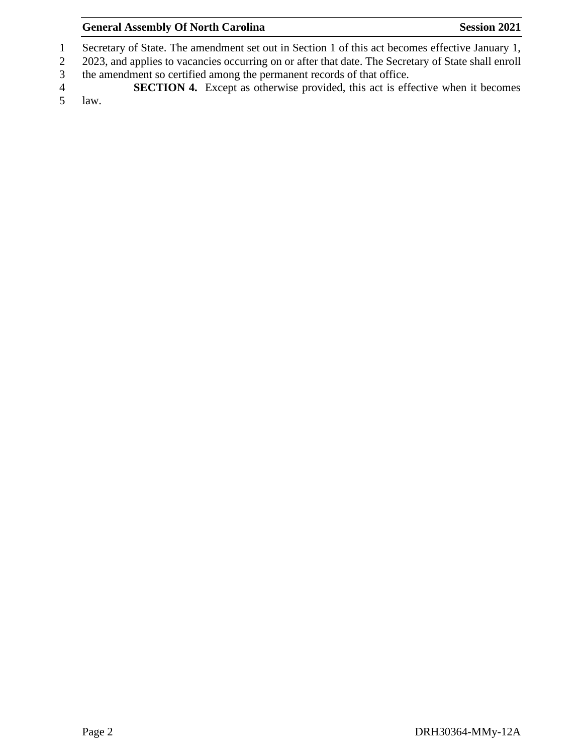Secretary of State. The amendment set out in Section 1 of this act becomes effective January 1, 2023, and applies to vacancies occurring on or after that date. The Secretary of State shall enroll the amendment so certified among the permanent records of that office.

**SECTION 4.** Except as otherwise provided, this act is effective when it becomes law.